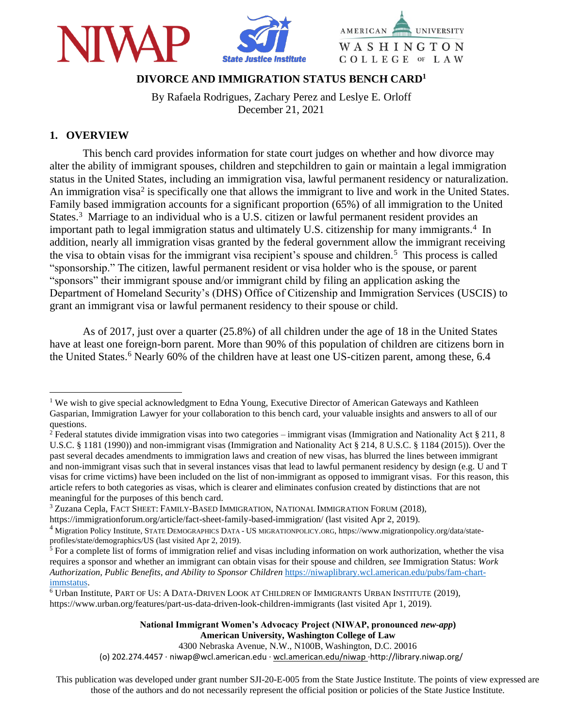# DIVORCE AND IMMIGRATION STATUS BENCH CARD[1]

By Rafaela Rodrigues, Zachary Perez and Leslye E. Orloff
December 21, 2021

## 1. OVERVIEW

This bench card provides information for state court judges on whether and how divorce may alter the ability of immigrant spouses, children and stepchildren to gain or maintain a legal immigration status in the United States, including an immigration visa, lawful permanent residency or naturalization. An immigration visa[2] is specifically one that allows the immigrant to live and work in the United States. Family based immigration accounts for a significant proportion (65%) of all immigration to the United States.[3] Marriage to an individual who is a U.S. citizen or lawful permanent resident provides an important path to legal immigration status and ultimately U.S. citizenship for many immigrants.[4] In addition, nearly all immigration visas granted by the federal government allow the immigrant receiving the visa to obtain visas for the immigrant visa recipient's spouse and children.[5] This process is called "sponsorship." The citizen, lawful permanent resident or visa holder who is the spouse, or parent "sponsors" their immigrant spouse and/or immigrant child by filing an application asking the Department of Homeland Security's (DHS) Office of Citizenship and Immigration Services (USCIS) to grant an immigrant visa or lawful permanent residency to their spouse or child.

As of 2017, just over a quarter (25.8%) of all children under the age of 18 in the United States have at least one foreign-born parent. More than 90% of this population of children are citizens born in the United States.[6] Nearly 60% of the children have at least one US-citizen parent, among these, 6.4

---

[1] We wish to give special acknowledgment to Edna Young, Executive Director of American Gateways and Kathleen Gasparian, Immigration Lawyer for your collaboration to this bench card, your valuable insights and answers to all of our questions.

[2] Federal statutes divide immigration visas into two categories – immigrant visas (Immigration and Nationality Act § 211, 8 U.S.C. § 1181 (1990)) and non-immigrant visas (Immigration and Nationality Act § 214, 8 U.S.C. § 1184 (2015)). Over the past several decades amendments to immigration laws and creation of new visas, has blurred the lines between immigrant and non-immigrant visas such that in several instances visas that lead to lawful permanent residency by design (e.g. U and T visas for crime victims) have been included on the list of non-immigrant as opposed to immigrant visas. For this reason, this article refers to both categories as visas, which is clearer and eliminates confusion created by distinctions that are not meaningful for the purposes of this bench card.

[3] Zuzana Cepla, FACT SHEET: FAMILY-BASED IMMIGRATION, NATIONAL IMMIGRATION FORUM (2018), https://immigrationforum.org/article/fact-sheet-family-based-immigration/ (last visited Apr 2, 2019).

[4] Migration Policy Institute, STATE DEMOGRAPHICS DATA - US MIGRATIONPOLICY.ORG, https://www.migrationpolicy.org/data/state-profiles/state/demographics/US (last visited Apr 2, 2019).

[5] For a complete list of forms of immigration relief and visas including information on work authorization, whether the visa requires a sponsor and whether an immigrant can obtain visas for their spouse and children, *see* Immigration Status: *Work Authorization, Public Benefits, and Ability to Sponsor Children* https://niwaplibrary.wcl.american.edu/pubs/fam-chart-immstatus.

[6] Urban Institute, PART OF US: A DATA-DRIVEN LOOK AT CHILDREN OF IMMIGRANTS URBAN INSTITUTE (2019), https://www.urban.org/features/part-us-data-driven-look-children-immigrants (last visited Apr 1, 2019).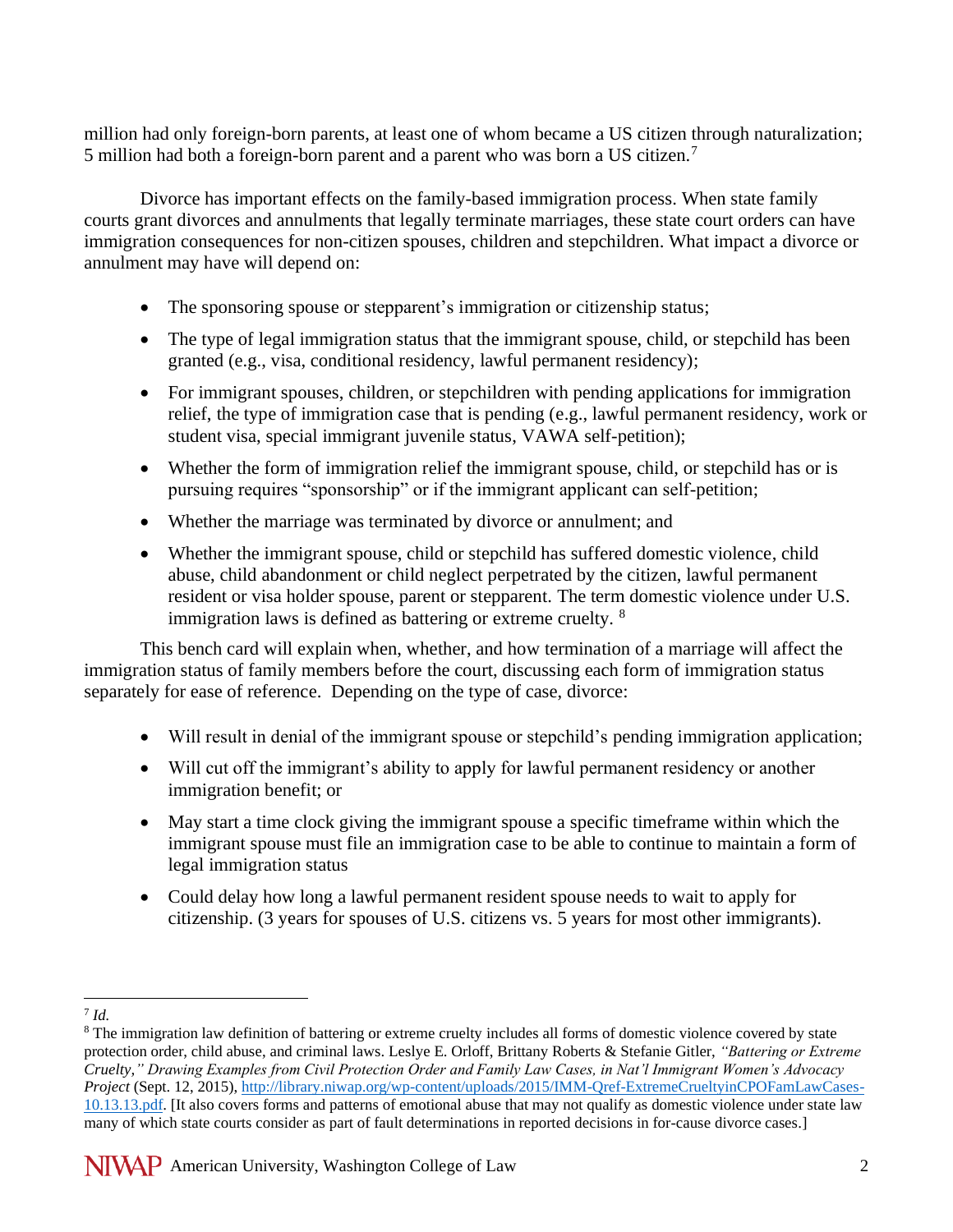million had only foreign-born parents, at least one of whom became a US citizen through naturalization; 5 million had both a foreign-born parent and a parent who was born a US citizen.[7]

Divorce has important effects on the family-based immigration process. When state family courts grant divorces and annulments that legally terminate marriages, these state court orders can have immigration consequences for non-citizen spouses, children and stepchildren. What impact a divorce or annulment may have will depend on:

- The sponsoring spouse or stepparent's immigration or citizenship status;
- The type of legal immigration status that the immigrant spouse, child, or stepchild has been granted (e.g., visa, conditional residency, lawful permanent residency);
- For immigrant spouses, children, or stepchildren with pending applications for immigration relief, the type of immigration case that is pending (e.g., lawful permanent residency, work or student visa, special immigrant juvenile status, VAWA self-petition);
- Whether the form of immigration relief the immigrant spouse, child, or stepchild has or is pursuing requires "sponsorship" or if the immigrant applicant can self-petition;
- Whether the marriage was terminated by divorce or annulment; and
- Whether the immigrant spouse, child or stepchild has suffered domestic violence, child abuse, child abandonment or child neglect perpetrated by the citizen, lawful permanent resident or visa holder spouse, parent or stepparent. The term domestic violence under U.S. immigration laws is defined as battering or extreme cruelty. [8]

This bench card will explain when, whether, and how termination of a marriage will affect the immigration status of family members before the court, discussing each form of immigration status separately for ease of reference. Depending on the type of case, divorce:

- Will result in denial of the immigrant spouse or stepchild's pending immigration application;
- Will cut off the immigrant's ability to apply for lawful permanent residency or another immigration benefit; or
- May start a time clock giving the immigrant spouse a specific timeframe within which the immigrant spouse must file an immigration case to be able to continue to maintain a form of legal immigration status
- Could delay how long a lawful permanent resident spouse needs to wait to apply for citizenship. (3 years for spouses of U.S. citizens vs. 5 years for most other immigrants).

---

[7] *Id.*

[8] The immigration law definition of battering or extreme cruelty includes all forms of domestic violence covered by state protection order, child abuse, and criminal laws. Leslye E. Orloff, Brittany Roberts & Stefanie Gitler, *"Battering or Extreme Cruelty," Drawing Examples from Civil Protection Order and Family Law Cases, in Nat'l Immigrant Women's Advocacy Project* (Sept. 12, 2015), http://library.niwap.org/wp-content/uploads/2015/IMM-Qref-ExtremeCrueltyinCPOFamLawCases-10.13.13.pdf. [It also covers forms and patterns of emotional abuse that may not qualify as domestic violence under state law many of which state courts consider as part of fault determinations in reported decisions in for-cause divorce cases.]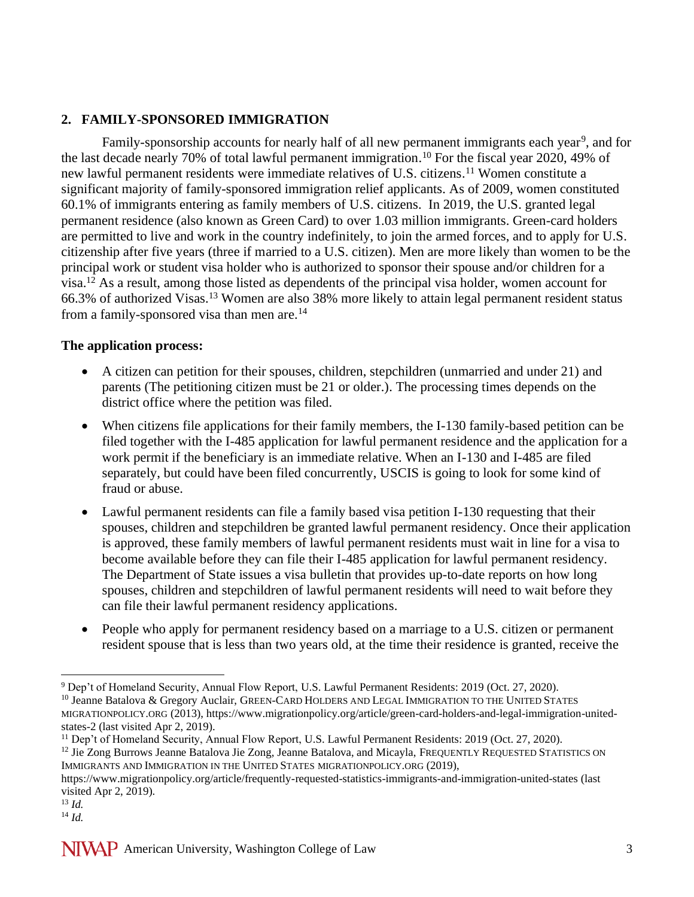## 2. FAMILY-SPONSORED IMMIGRATION

Family-sponsorship accounts for nearly half of all new permanent immigrants each year[9], and for the last decade nearly 70% of total lawful permanent immigration.[10] For the fiscal year 2020, 49% of new lawful permanent residents were immediate relatives of U.S. citizens.[11] Women constitute a significant majority of family-sponsored immigration relief applicants. As of 2009, women constituted 60.1% of immigrants entering as family members of U.S. citizens. In 2019, the U.S. granted legal permanent residence (also known as Green Card) to over 1.03 million immigrants. Green-card holders are permitted to live and work in the country indefinitely, to join the armed forces, and to apply for U.S. citizenship after five years (three if married to a U.S. citizen). Men are more likely than women to be the principal work or student visa holder who is authorized to sponsor their spouse and/or children for a visa.[12] As a result, among those listed as dependents of the principal visa holder, women account for 66.3% of authorized Visas.[13] Women are also 38% more likely to attain legal permanent resident status from a family-sponsored visa than men are.[14]

**The application process:**

- A citizen can petition for their spouses, children, stepchildren (unmarried and under 21) and parents (The petitioning citizen must be 21 or older.). The processing times depends on the district office where the petition was filed.
- When citizens file applications for their family members, the I-130 family-based petition can be filed together with the I-485 application for lawful permanent residence and the application for a work permit if the beneficiary is an immediate relative. When an I-130 and I-485 are filed separately, but could have been filed concurrently, USCIS is going to look for some kind of fraud or abuse.
- Lawful permanent residents can file a family based visa petition I-130 requesting that their spouses, children and stepchildren be granted lawful permanent residency. Once their application is approved, these family members of lawful permanent residents must wait in line for a visa to become available before they can file their I-485 application for lawful permanent residency. The Department of State issues a visa bulletin that provides up-to-date reports on how long spouses, children and stepchildren of lawful permanent residents will need to wait before they can file their lawful permanent residency applications.
- People who apply for permanent residency based on a marriage to a U.S. citizen or permanent resident spouse that is less than two years old, at the time their residence is granted, receive the

---

[9] Dep't of Homeland Security, Annual Flow Report, U.S. Lawful Permanent Residents: 2019 (Oct. 27, 2020).

[10] Jeanne Batalova & Gregory Auclair, GREEN-CARD HOLDERS AND LEGAL IMMIGRATION TO THE UNITED STATES MIGRATIONPOLICY.ORG (2013), https://www.migrationpolicy.org/article/green-card-holders-and-legal-immigration-united-states-2 (last visited Apr 2, 2019).

[11] Dep't of Homeland Security, Annual Flow Report, U.S. Lawful Permanent Residents: 2019 (Oct. 27, 2020).

[12] Jie Zong Burrows Jeanne Batalova Jie Zong, Jeanne Batalova, and Micayla, FREQUENTLY REQUESTED STATISTICS ON IMMIGRANTS AND IMMIGRATION IN THE UNITED STATES MIGRATIONPOLICY.ORG (2019), https://www.migrationpolicy.org/article/frequently-requested-statistics-immigrants-and-immigration-united-states (last visited Apr 2, 2019).

[13] *Id.*

[14] *Id.*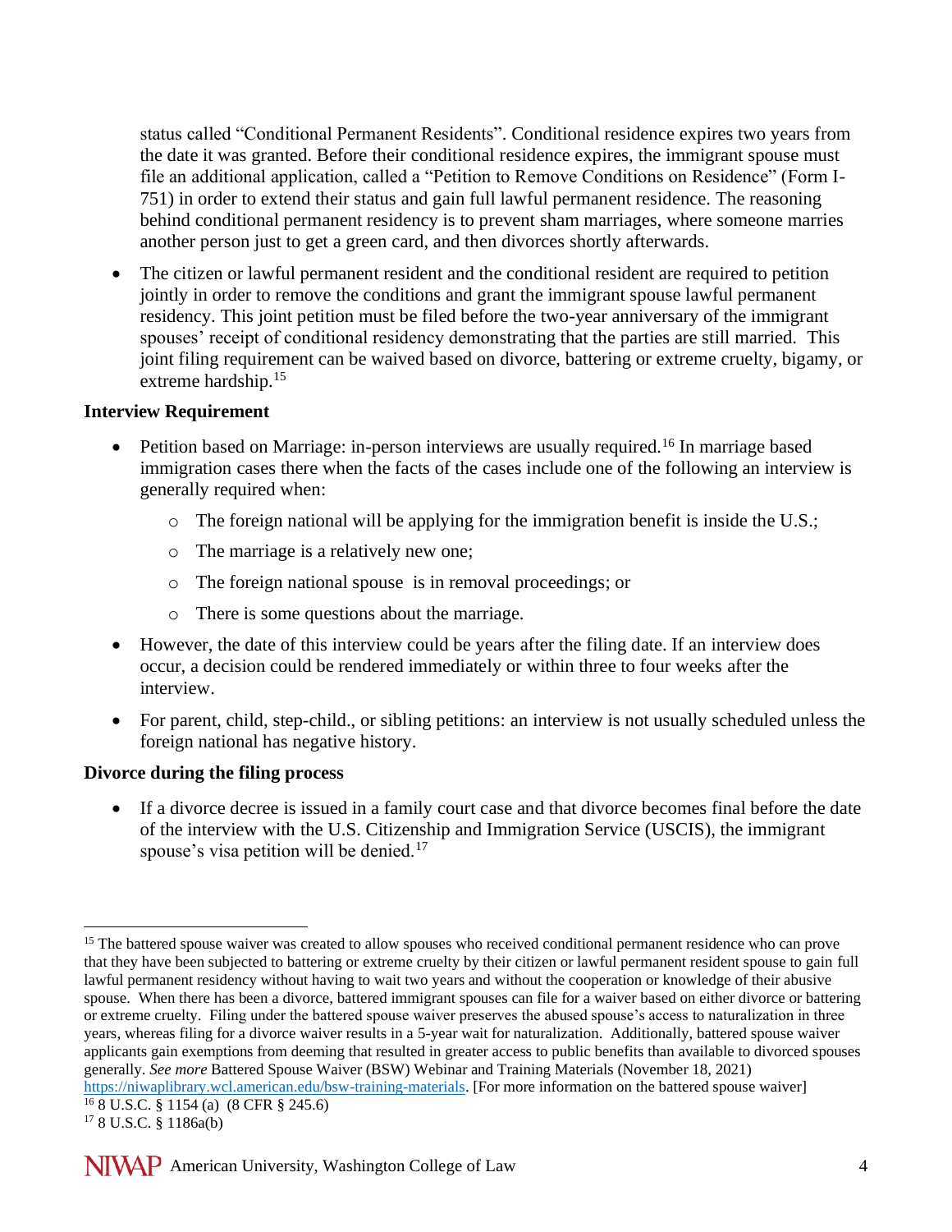status called "Conditional Permanent Residents". Conditional residence expires two years from the date it was granted. Before their conditional residence expires, the immigrant spouse must file an additional application, called a "Petition to Remove Conditions on Residence" (Form I-751) in order to extend their status and gain full lawful permanent residence. The reasoning behind conditional permanent residency is to prevent sham marriages, where someone marries another person just to get a green card, and then divorces shortly afterwards.

- The citizen or lawful permanent resident and the conditional resident are required to petition jointly in order to remove the conditions and grant the immigrant spouse lawful permanent residency. This joint petition must be filed before the two-year anniversary of the immigrant spouses' receipt of conditional residency demonstrating that the parties are still married. This joint filing requirement can be waived based on divorce, battering or extreme cruelty, bigamy, or extreme hardship.[15]

**Interview Requirement**

- Petition based on Marriage: in-person interviews are usually required.[16] In marriage based immigration cases there when the facts of the cases include one of the following an interview is generally required when:
  - The foreign national will be applying for the immigration benefit is inside the U.S.;
  - The marriage is a relatively new one;
  - The foreign national spouse is in removal proceedings; or
  - There is some questions about the marriage.
- However, the date of this interview could be years after the filing date. If an interview does occur, a decision could be rendered immediately or within three to four weeks after the interview.
- For parent, child, step-child., or sibling petitions: an interview is not usually scheduled unless the foreign national has negative history.

**Divorce during the filing process**

- If a divorce decree is issued in a family court case and that divorce becomes final before the date of the interview with the U.S. Citizenship and Immigration Service (USCIS), the immigrant spouse's visa petition will be denied.[17]

---

[15] The battered spouse waiver was created to allow spouses who received conditional permanent residence who can prove that they have been subjected to battering or extreme cruelty by their citizen or lawful permanent resident spouse to gain full lawful permanent residency without having to wait two years and without the cooperation or knowledge of their abusive spouse. When there has been a divorce, battered immigrant spouses can file for a waiver based on either divorce or battering or extreme cruelty. Filing under the battered spouse waiver preserves the abused spouse's access to naturalization in three years, whereas filing for a divorce waiver results in a 5-year wait for naturalization. Additionally, battered spouse waiver applicants gain exemptions from deeming that resulted in greater access to public benefits than available to divorced spouses generally. *See more* Battered Spouse Waiver (BSW) Webinar and Training Materials (November 18, 2021) https://niwaplibrary.wcl.american.edu/bsw-training-materials. [For more information on the battered spouse waiver]

[16] 8 U.S.C. § 1154 (a) (8 CFR § 245.6)

[17] 8 U.S.C. § 1186a(b)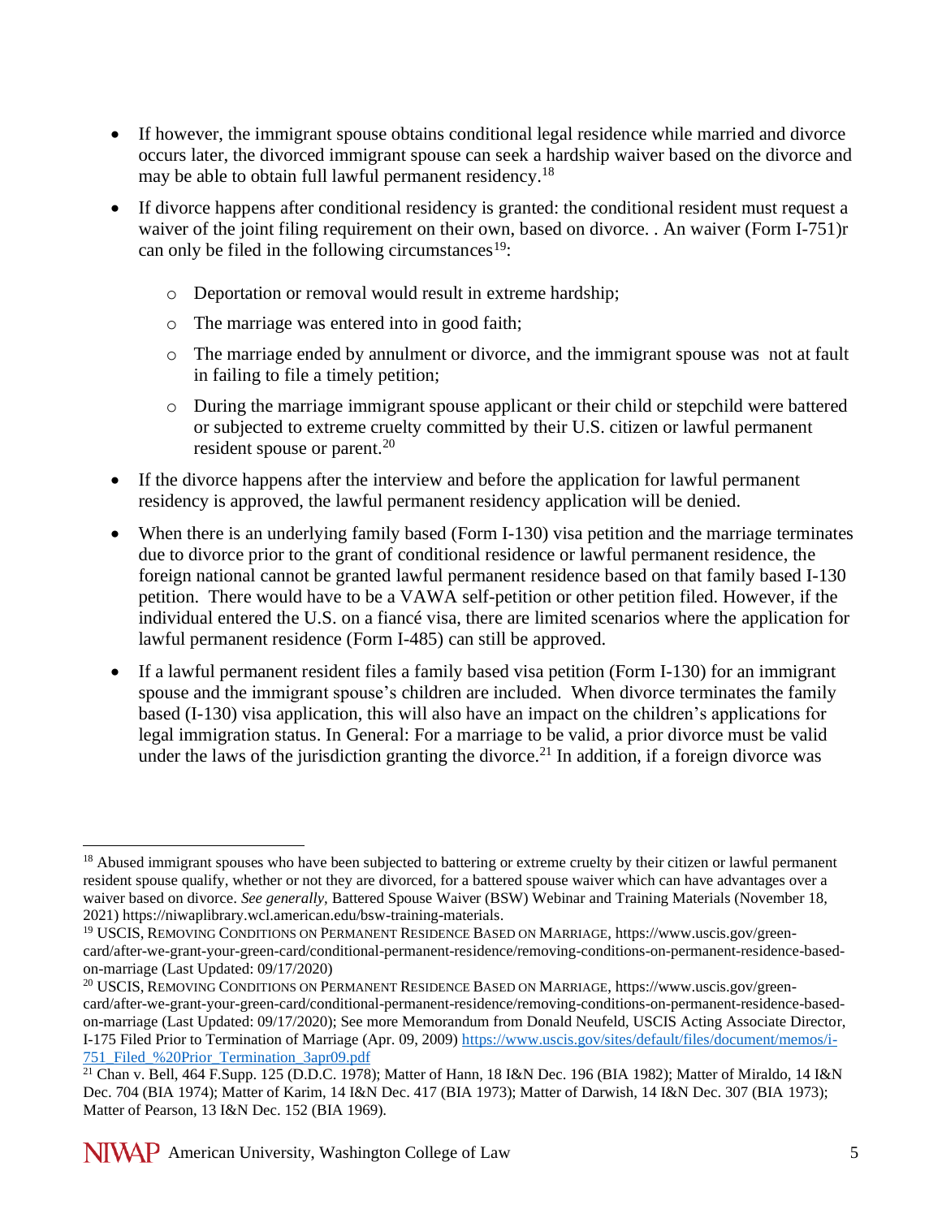- If however, the immigrant spouse obtains conditional legal residence while married and divorce occurs later, the divorced immigrant spouse can seek a hardship waiver based on the divorce and may be able to obtain full lawful permanent residency.[18]
- If divorce happens after conditional residency is granted: the conditional resident must request a waiver of the joint filing requirement on their own, based on divorce. . An waiver (Form I-751)r can only be filed in the following circumstances[19]:
  - Deportation or removal would result in extreme hardship;
  - The marriage was entered into in good faith;
  - The marriage ended by annulment or divorce, and the immigrant spouse was not at fault in failing to file a timely petition;
  - During the marriage immigrant spouse applicant or their child or stepchild were battered or subjected to extreme cruelty committed by their U.S. citizen or lawful permanent resident spouse or parent.[20]
- If the divorce happens after the interview and before the application for lawful permanent residency is approved, the lawful permanent residency application will be denied.
- When there is an underlying family based (Form I-130) visa petition and the marriage terminates due to divorce prior to the grant of conditional residence or lawful permanent residence, the foreign national cannot be granted lawful permanent residence based on that family based I-130 petition. There would have to be a VAWA self-petition or other petition filed. However, if the individual entered the U.S. on a fiancé visa, there are limited scenarios where the application for lawful permanent residence (Form I-485) can still be approved.
- If a lawful permanent resident files a family based visa petition (Form I-130) for an immigrant spouse and the immigrant spouse's children are included. When divorce terminates the family based (I-130) visa application, this will also have an impact on the children's applications for legal immigration status. In General: For a marriage to be valid, a prior divorce must be valid under the laws of the jurisdiction granting the divorce.[21] In addition, if a foreign divorce was

---

[18] Abused immigrant spouses who have been subjected to battering or extreme cruelty by their citizen or lawful permanent resident spouse qualify, whether or not they are divorced, for a battered spouse waiver which can have advantages over a waiver based on divorce. *See generally,* Battered Spouse Waiver (BSW) Webinar and Training Materials (November 18, 2021) https://niwaplibrary.wcl.american.edu/bsw-training-materials.

[19] USCIS, REMOVING CONDITIONS ON PERMANENT RESIDENCE BASED ON MARRIAGE, https://www.uscis.gov/green-card/after-we-grant-your-green-card/conditional-permanent-residence/removing-conditions-on-permanent-residence-based-on-marriage (Last Updated: 09/17/2020)

[20] USCIS, REMOVING CONDITIONS ON PERMANENT RESIDENCE BASED ON MARRIAGE, https://www.uscis.gov/green-card/after-we-grant-your-green-card/conditional-permanent-residence/removing-conditions-on-permanent-residence-based-on-marriage (Last Updated: 09/17/2020); See more Memorandum from Donald Neufeld, USCIS Acting Associate Director, I-175 Filed Prior to Termination of Marriage (Apr. 09, 2009) https://www.uscis.gov/sites/default/files/document/memos/i-751_Filed_%20Prior_Termination_3apr09.pdf

[21] Chan v. Bell, 464 F.Supp. 125 (D.D.C. 1978); Matter of Hann, 18 I&N Dec. 196 (BIA 1982); Matter of Miraldo, 14 I&N Dec. 704 (BIA 1974); Matter of Karim, 14 I&N Dec. 417 (BIA 1973); Matter of Darwish, 14 I&N Dec. 307 (BIA 1973); Matter of Pearson, 13 I&N Dec. 152 (BIA 1969).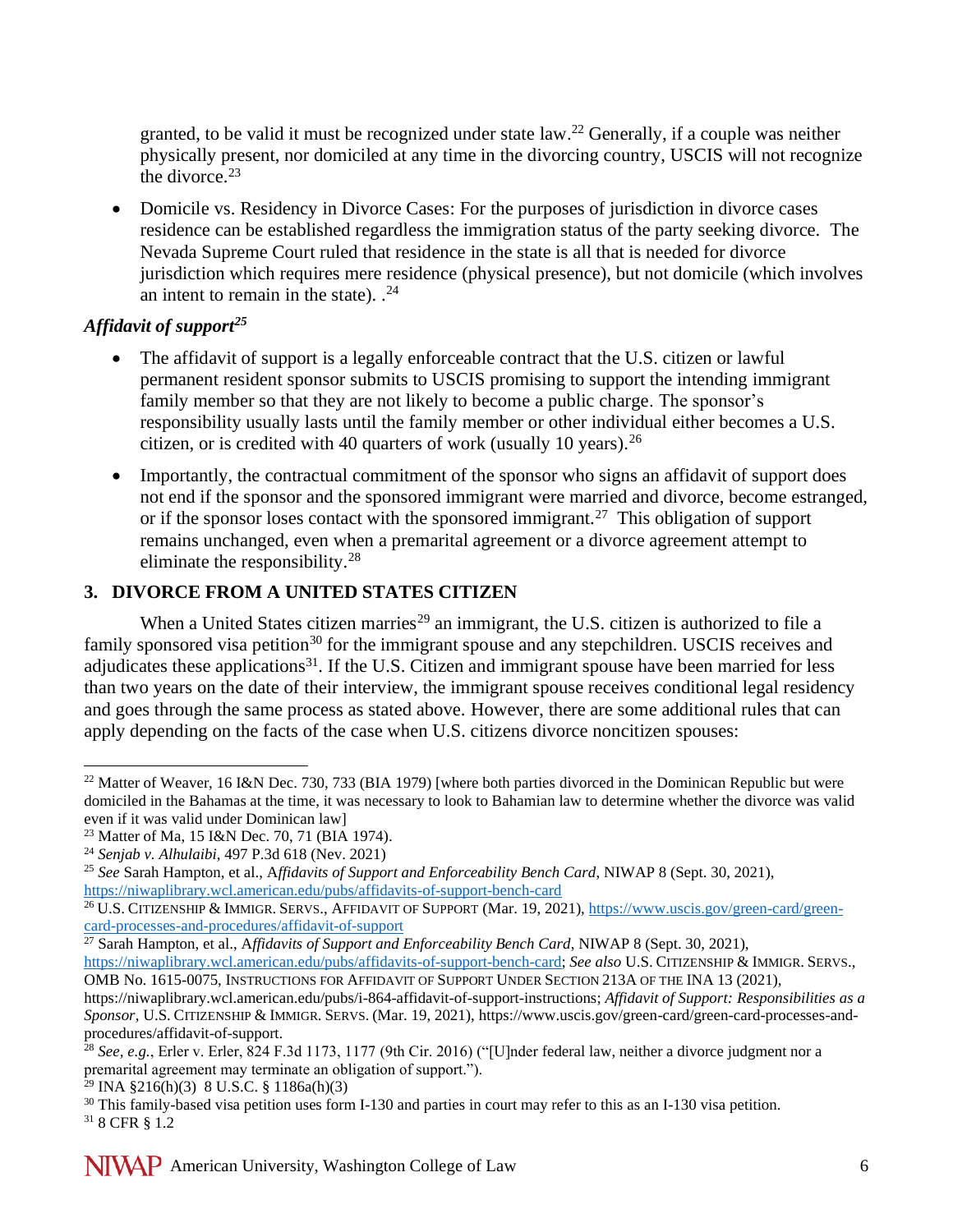granted, to be valid it must be recognized under state law.[22] Generally, if a couple was neither physically present, nor domiciled at any time in the divorcing country, USCIS will not recognize the divorce.[23]

- Domicile vs. Residency in Divorce Cases: For the purposes of jurisdiction in divorce cases residence can be established regardless the immigration status of the party seeking divorce. The Nevada Supreme Court ruled that residence in the state is all that is needed for divorce jurisdiction which requires mere residence (physical presence), but not domicile (which involves an intent to remain in the state). .[24]

### *Affidavit of support[25]*

- The affidavit of support is a legally enforceable contract that the U.S. citizen or lawful permanent resident sponsor submits to USCIS promising to support the intending immigrant family member so that they are not likely to become a public charge. The sponsor's responsibility usually lasts until the family member or other individual either becomes a U.S. citizen, or is credited with 40 quarters of work (usually 10 years).[26]

- Importantly, the contractual commitment of the sponsor who signs an affidavit of support does not end if the sponsor and the sponsored immigrant were married and divorce, become estranged, or if the sponsor loses contact with the sponsored immigrant.[27] This obligation of support remains unchanged, even when a premarital agreement or a divorce agreement attempt to eliminate the responsibility.[28]

## 3. DIVORCE FROM A UNITED STATES CITIZEN

When a United States citizen marries[29] an immigrant, the U.S. citizen is authorized to file a family sponsored visa petition[30] for the immigrant spouse and any stepchildren. USCIS receives and adjudicates these applications[31]. If the U.S. Citizen and immigrant spouse have been married for less than two years on the date of their interview, the immigrant spouse receives conditional legal residency and goes through the same process as stated above. However, there are some additional rules that can apply depending on the facts of the case when U.S. citizens divorce noncitizen spouses:

---

[22] Matter of Weaver, 16 I&N Dec. 730, 733 (BIA 1979) [where both parties divorced in the Dominican Republic but were domiciled in the Bahamas at the time, it was necessary to look to Bahamian law to determine whether the divorce was valid even if it was valid under Dominican law]

[23] Matter of Ma, 15 I&N Dec. 70, 71 (BIA 1974).

[24] *Senjab v. Alhulaibi*, 497 P.3d 618 (Nev. 2021)

[25] *See* Sarah Hampton, et al., A*ffidavits of Support and Enforceability Bench Card*, NIWAP 8 (Sept. 30, 2021), https://niwaplibrary.wcl.american.edu/pubs/affidavits-of-support-bench-card

[26] U.S. CITIZENSHIP & IMMIGR. SERVS., AFFIDAVIT OF SUPPORT (Mar. 19, 2021), https://www.uscis.gov/green-card/green-card-processes-and-procedures/affidavit-of-support

[27] Sarah Hampton, et al., A*ffidavits of Support and Enforceability Bench Card*, NIWAP 8 (Sept. 30, 2021), https://niwaplibrary.wcl.american.edu/pubs/affidavits-of-support-bench-card; *See also* U.S. CITIZENSHIP & IMMIGR. SERVS., OMB No. 1615-0075, INSTRUCTIONS FOR AFFIDAVIT OF SUPPORT UNDER SECTION 213A OF THE INA 13 (2021), https://niwaplibrary.wcl.american.edu/pubs/i-864-affidavit-of-support-instructions; *Affidavit of Support: Responsibilities as a Sponsor*, U.S. CITIZENSHIP & IMMIGR. SERVS. (Mar. 19, 2021), https://www.uscis.gov/green-card/green-card-processes-and-procedures/affidavit-of-support.

[28] *See, e.g.*, Erler v. Erler, 824 F.3d 1173, 1177 (9th Cir. 2016) ("[U]nder federal law, neither a divorce judgment nor a premarital agreement may terminate an obligation of support.").

[29] INA §216(h)(3) 8 U.S.C. § 1186a(h)(3)

[30] This family-based visa petition uses form I-130 and parties in court may refer to this as an I-130 visa petition.

[31] 8 CFR § 1.2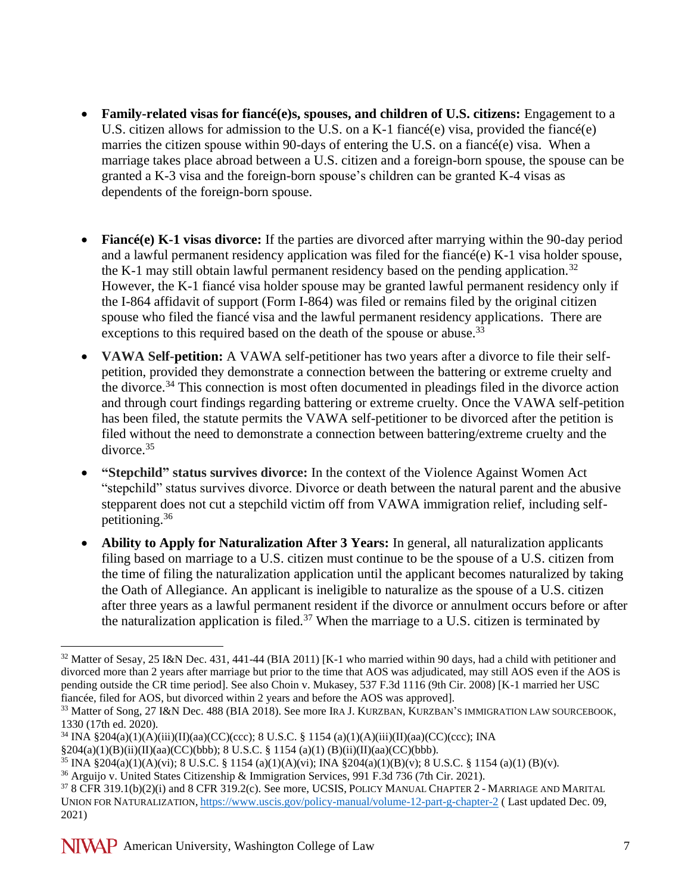- **Family-related visas for fiancé(e)s, spouses, and children of U.S. citizens:** Engagement to a U.S. citizen allows for admission to the U.S. on a K-1 fiancé(e) visa, provided the fiancé(e) marries the citizen spouse within 90-days of entering the U.S. on a fiancé(e) visa. When a marriage takes place abroad between a U.S. citizen and a foreign-born spouse, the spouse can be granted a K-3 visa and the foreign-born spouse's children can be granted K-4 visas as dependents of the foreign-born spouse.

- **Fiancé(e) K-1 visas divorce:** If the parties are divorced after marrying within the 90-day period and a lawful permanent residency application was filed for the fiancé(e) K-1 visa holder spouse, the K-1 may still obtain lawful permanent residency based on the pending application.[32] However, the K-1 fiancé visa holder spouse may be granted lawful permanent residency only if the I-864 affidavit of support (Form I-864) was filed or remains filed by the original citizen spouse who filed the fiancé visa and the lawful permanent residency applications. There are exceptions to this required based on the death of the spouse or abuse.[33]

- **VAWA Self-petition:** A VAWA self-petitioner has two years after a divorce to file their self-petition, provided they demonstrate a connection between the battering or extreme cruelty and the divorce.[34] This connection is most often documented in pleadings filed in the divorce action and through court findings regarding battering or extreme cruelty. Once the VAWA self-petition has been filed, the statute permits the VAWA self-petitioner to be divorced after the petition is filed without the need to demonstrate a connection between battering/extreme cruelty and the divorce.[35]

- **"Stepchild" status survives divorce:** In the context of the Violence Against Women Act "stepchild" status survives divorce. Divorce or death between the natural parent and the abusive stepparent does not cut a stepchild victim off from VAWA immigration relief, including self-petitioning.[36]

- **Ability to Apply for Naturalization After 3 Years:** In general, all naturalization applicants filing based on marriage to a U.S. citizen must continue to be the spouse of a U.S. citizen from the time of filing the naturalization application until the applicant becomes naturalized by taking the Oath of Allegiance. An applicant is ineligible to naturalize as the spouse of a U.S. citizen after three years as a lawful permanent resident if the divorce or annulment occurs before or after the naturalization application is filed.[37] When the marriage to a U.S. citizen is terminated by

---

[32] Matter of Sesay, 25 I&N Dec. 431, 441-44 (BIA 2011) [K-1 who married within 90 days, had a child with petitioner and divorced more than 2 years after marriage but prior to the time that AOS was adjudicated, may still AOS even if the AOS is pending outside the CR time period]. See also Choin v. Mukasey, 537 F.3d 1116 (9th Cir. 2008) [K-1 married her USC fiancée, filed for AOS, but divorced within 2 years and before the AOS was approved].

[33] Matter of Song, 27 I&N Dec. 488 (BIA 2018). See more IRA J. KURZBAN, KURZBAN'S IMMIGRATION LAW SOURCEBOOK, 1330 (17th ed. 2020).

[34] INA §204(a)(1)(A)(iii)(II)(aa)(CC)(ccc); 8 U.S.C. § 1154 (a)(1)(A)(iii)(II)(aa)(CC)(ccc); INA §204(a)(1)(B)(ii)(II)(aa)(CC)(bbb); 8 U.S.C. § 1154 (a)(1) (B)(ii)(II)(aa)(CC)(bbb).

[35] INA §204(a)(1)(A)(vi); 8 U.S.C. § 1154 (a)(1)(A)(vi); INA §204(a)(1)(B)(v); 8 U.S.C. § 1154 (a)(1) (B)(v).

[36] Arguijo v. United States Citizenship & Immigration Services, 991 F.3d 736 (7th Cir. 2021).

[37] 8 CFR 319.1(b)(2)(i) and 8 CFR 319.2(c). See more, UCSIS, POLICY MANUAL CHAPTER 2 - MARRIAGE AND MARITAL UNION FOR NATURALIZATION, https://www.uscis.gov/policy-manual/volume-12-part-g-chapter-2 ( Last updated Dec. 09, 2021)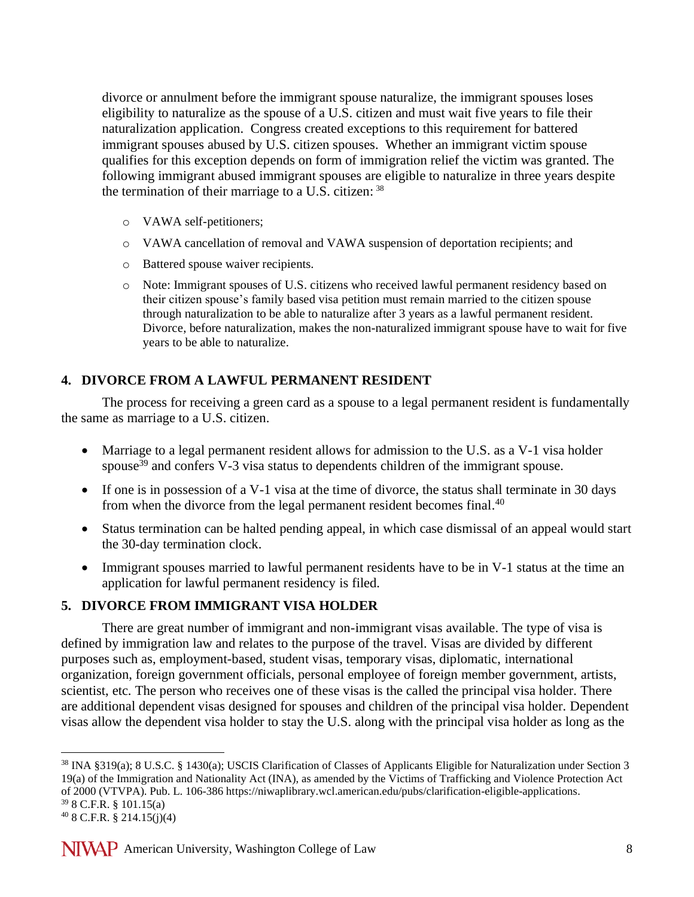divorce or annulment before the immigrant spouse naturalize, the immigrant spouses loses eligibility to naturalize as the spouse of a U.S. citizen and must wait five years to file their naturalization application. Congress created exceptions to this requirement for battered immigrant spouses abused by U.S. citizen spouses. Whether an immigrant victim spouse qualifies for this exception depends on form of immigration relief the victim was granted. The following immigrant abused immigrant spouses are eligible to naturalize in three years despite the termination of their marriage to a U.S. citizen: [38]

- VAWA self-petitioners;
- VAWA cancellation of removal and VAWA suspension of deportation recipients; and
- Battered spouse waiver recipients.
- Note: Immigrant spouses of U.S. citizens who received lawful permanent residency based on their citizen spouse's family based visa petition must remain married to the citizen spouse through naturalization to be able to naturalize after 3 years as a lawful permanent resident. Divorce, before naturalization, makes the non-naturalized immigrant spouse have to wait for five years to be able to naturalize.

## 4. DIVORCE FROM A LAWFUL PERMANENT RESIDENT

The process for receiving a green card as a spouse to a legal permanent resident is fundamentally the same as marriage to a U.S. citizen.

- Marriage to a legal permanent resident allows for admission to the U.S. as a V-1 visa holder spouse[39] and confers V-3 visa status to dependents children of the immigrant spouse.
- If one is in possession of a V-1 visa at the time of divorce, the status shall terminate in 30 days from when the divorce from the legal permanent resident becomes final.[40]
- Status termination can be halted pending appeal, in which case dismissal of an appeal would start the 30-day termination clock.
- Immigrant spouses married to lawful permanent residents have to be in V-1 status at the time an application for lawful permanent residency is filed.

## 5. DIVORCE FROM IMMIGRANT VISA HOLDER

There are great number of immigrant and non-immigrant visas available. The type of visa is defined by immigration law and relates to the purpose of the travel. Visas are divided by different purposes such as, employment-based, student visas, temporary visas, diplomatic, international organization, foreign government officials, personal employee of foreign member government, artists, scientist, etc. The person who receives one of these visas is the called the principal visa holder. There are additional dependent visas designed for spouses and children of the principal visa holder. Dependent visas allow the dependent visa holder to stay the U.S. along with the principal visa holder as long as the

---

[38] INA §319(a); 8 U.S.C. § 1430(a); USCIS Clarification of Classes of Applicants Eligible for Naturalization under Section 3 19(a) of the Immigration and Nationality Act (INA), as amended by the Victims of Trafficking and Violence Protection Act of 2000 (VTVPA). Pub. L. 106-386 https://niwaplibrary.wcl.american.edu/pubs/clarification-eligible-applications.

[39] 8 C.F.R. § 101.15(a)

[40] 8 C.F.R. § 214.15(j)(4)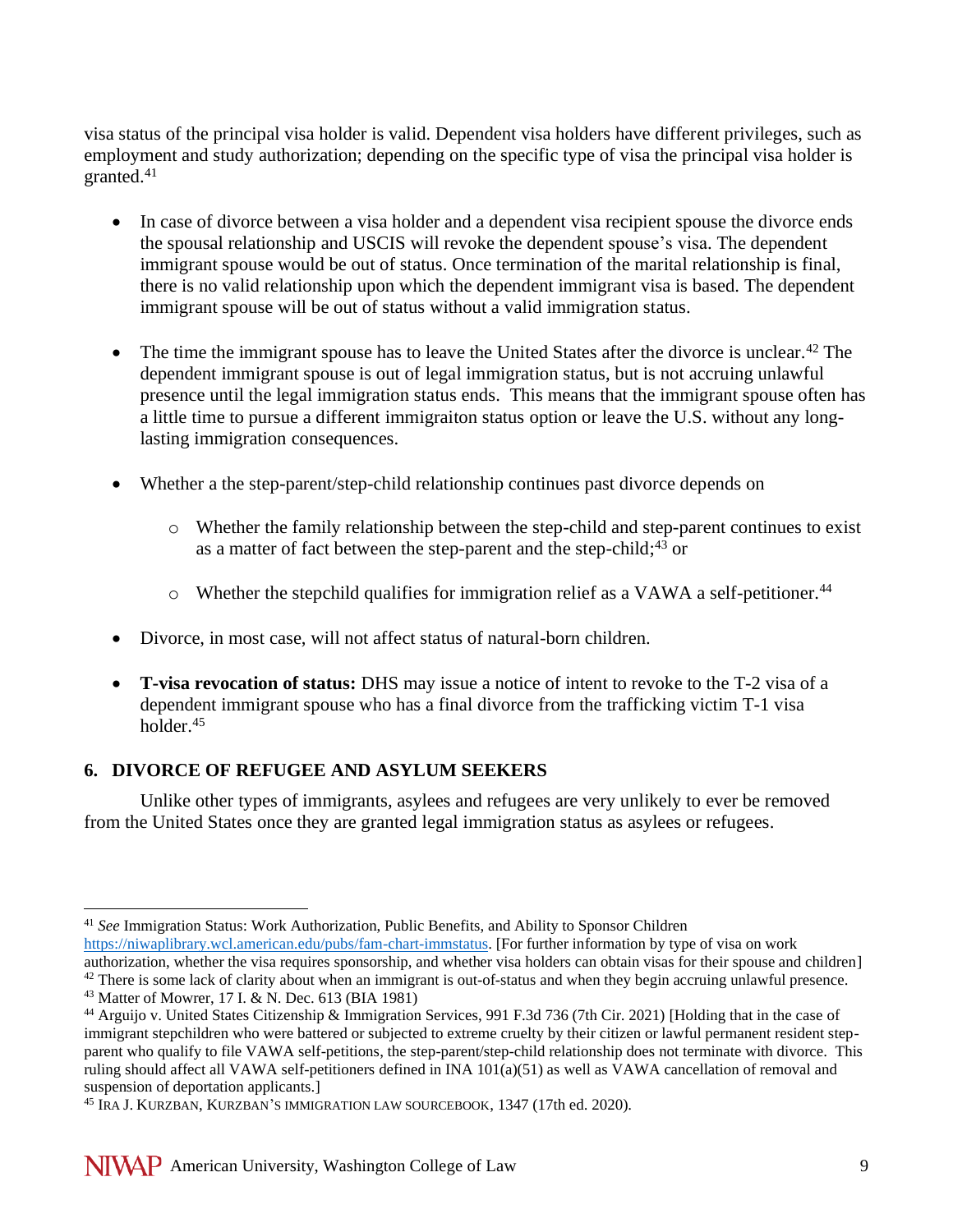visa status of the principal visa holder is valid. Dependent visa holders have different privileges, such as employment and study authorization; depending on the specific type of visa the principal visa holder is granted.[41]

- In case of divorce between a visa holder and a dependent visa recipient spouse the divorce ends the spousal relationship and USCIS will revoke the dependent spouse's visa. The dependent immigrant spouse would be out of status. Once termination of the marital relationship is final, there is no valid relationship upon which the dependent immigrant visa is based. The dependent immigrant spouse will be out of status without a valid immigration status.

- The time the immigrant spouse has to leave the United States after the divorce is unclear.[42] The dependent immigrant spouse is out of legal immigration status, but is not accruing unlawful presence until the legal immigration status ends. This means that the immigrant spouse often has a little time to pursue a different immigraiton status option or leave the U.S. without any long-lasting immigration consequences.

- Whether a the step-parent/step-child relationship continues past divorce depends on
  - Whether the family relationship between the step-child and step-parent continues to exist as a matter of fact between the step-parent and the step-child;[43] or
  - Whether the stepchild qualifies for immigration relief as a VAWA a self-petitioner.[44]

- Divorce, in most case, will not affect status of natural-born children.

- **T-visa revocation of status:** DHS may issue a notice of intent to revoke to the T-2 visa of a dependent immigrant spouse who has a final divorce from the trafficking victim T-1 visa holder.[45]

## 6. DIVORCE OF REFUGEE AND ASYLUM SEEKERS

Unlike other types of immigrants, asylees and refugees are very unlikely to ever be removed from the United States once they are granted legal immigration status as asylees or refugees.

---

[41] *See* Immigration Status: Work Authorization, Public Benefits, and Ability to Sponsor Children https://niwaplibrary.wcl.american.edu/pubs/fam-chart-immstatus. [For further information by type of visa on work authorization, whether the visa requires sponsorship, and whether visa holders can obtain visas for their spouse and children]

[42] There is some lack of clarity about when an immigrant is out-of-status and when they begin accruing unlawful presence.

[43] Matter of Mowrer, 17 I. & N. Dec. 613 (BIA 1981)

[44] Arguijo v. United States Citizenship & Immigration Services, 991 F.3d 736 (7th Cir. 2021) [Holding that in the case of immigrant stepchildren who were battered or subjected to extreme cruelty by their citizen or lawful permanent resident step-parent who qualify to file VAWA self-petitions, the step-parent/step-child relationship does not terminate with divorce. This ruling should affect all VAWA self-petitioners defined in INA 101(a)(51) as well as VAWA cancellation of removal and suspension of deportation applicants.]

[45] IRA J. KURZBAN, KURZBAN'S IMMIGRATION LAW SOURCEBOOK, 1347 (17th ed. 2020).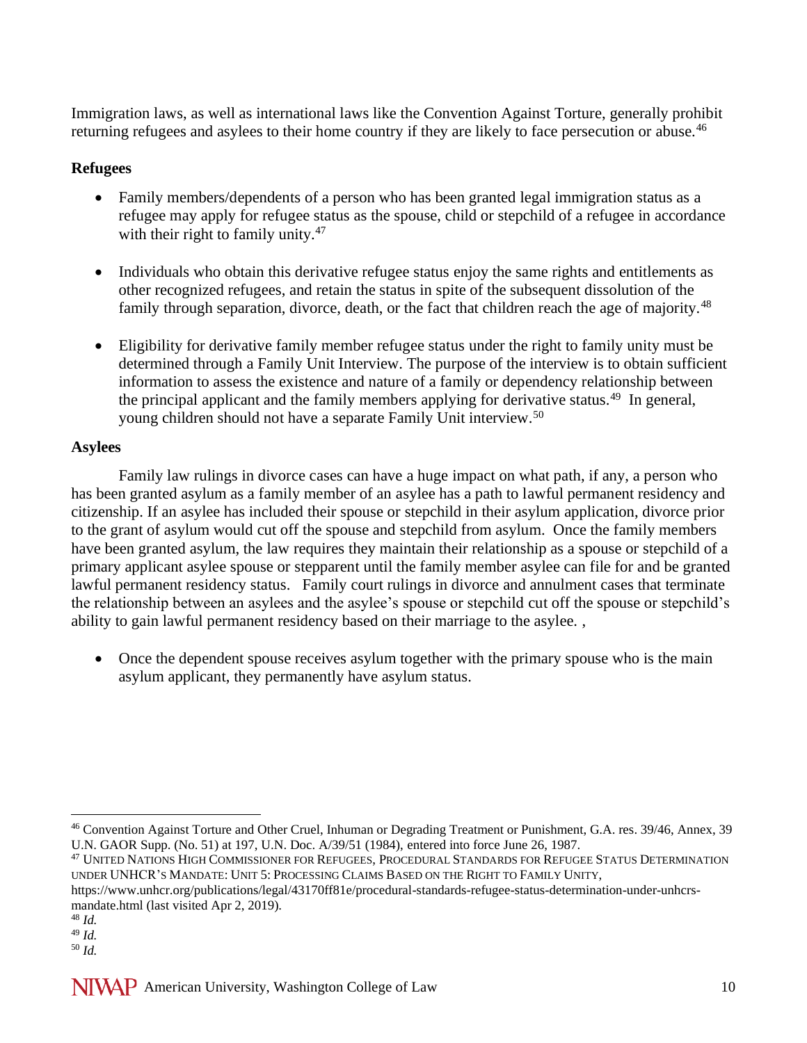Immigration laws, as well as international laws like the Convention Against Torture, generally prohibit returning refugees and asylees to their home country if they are likely to face persecution or abuse.[46]

**Refugees**

- Family members/dependents of a person who has been granted legal immigration status as a refugee may apply for refugee status as the spouse, child or stepchild of a refugee in accordance with their right to family unity.[47]

- Individuals who obtain this derivative refugee status enjoy the same rights and entitlements as other recognized refugees, and retain the status in spite of the subsequent dissolution of the family through separation, divorce, death, or the fact that children reach the age of majority.[48]

- Eligibility for derivative family member refugee status under the right to family unity must be determined through a Family Unit Interview. The purpose of the interview is to obtain sufficient information to assess the existence and nature of a family or dependency relationship between the principal applicant and the family members applying for derivative status.[49] In general, young children should not have a separate Family Unit interview.[50]

**Asylees**

Family law rulings in divorce cases can have a huge impact on what path, if any, a person who has been granted asylum as a family member of an asylee has a path to lawful permanent residency and citizenship. If an asylee has included their spouse or stepchild in their asylum application, divorce prior to the grant of asylum would cut off the spouse and stepchild from asylum. Once the family members have been granted asylum, the law requires they maintain their relationship as a spouse or stepchild of a primary applicant asylee spouse or stepparent until the family member asylee can file for and be granted lawful permanent residency status. Family court rulings in divorce and annulment cases that terminate the relationship between an asylees and the asylee's spouse or stepchild cut off the spouse or stepchild's ability to gain lawful permanent residency based on their marriage to the asylee. ,

- Once the dependent spouse receives asylum together with the primary spouse who is the main asylum applicant, they permanently have asylum status.

---

[46] Convention Against Torture and Other Cruel, Inhuman or Degrading Treatment or Punishment, G.A. res. 39/46, Annex, 39 U.N. GAOR Supp. (No. 51) at 197, U.N. Doc. A/39/51 (1984), entered into force June 26, 1987.

[47] United Nations High Commissioner for Refugees, Procedural Standards for Refugee Status Determination under UNHCR's Mandate: Unit 5: Processing Claims Based on the Right to Family Unity, https://www.unhcr.org/publications/legal/43170ff81e/procedural-standards-refugee-status-determination-under-unhcrs-mandate.html (last visited Apr 2, 2019).

[48] *Id.*

[49] *Id.*

[50] *Id.*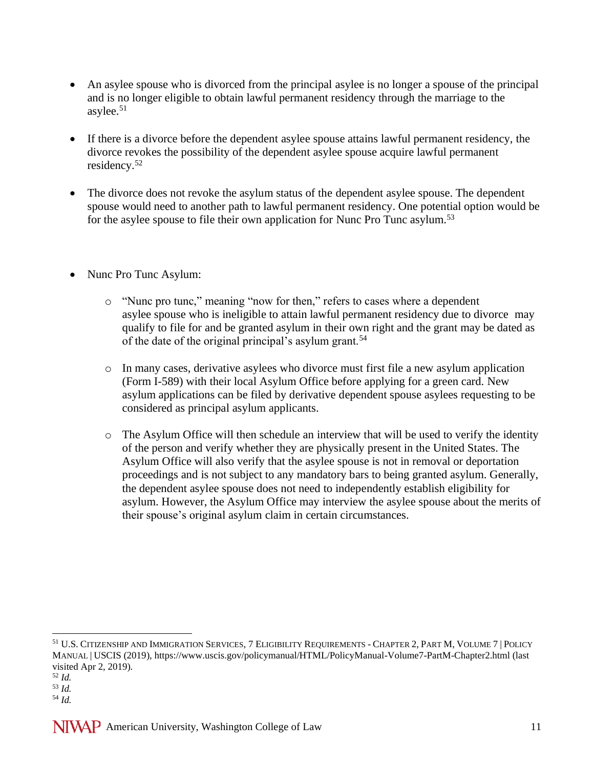- An asylee spouse who is divorced from the principal asylee is no longer a spouse of the principal and is no longer eligible to obtain lawful permanent residency through the marriage to the asylee.[51]

- If there is a divorce before the dependent asylee spouse attains lawful permanent residency, the divorce revokes the possibility of the dependent asylee spouse acquire lawful permanent residency.[52]

- The divorce does not revoke the asylum status of the dependent asylee spouse. The dependent spouse would need to another path to lawful permanent residency. One potential option would be for the asylee spouse to file their own application for Nunc Pro Tunc asylum.[53]

- Nunc Pro Tunc Asylum:
  - "Nunc pro tunc," meaning "now for then," refers to cases where a dependent asylee spouse who is ineligible to attain lawful permanent residency due to divorce may qualify to file for and be granted asylum in their own right and the grant may be dated as of the date of the original principal's asylum grant.[54]
  - In many cases, derivative asylees who divorce must first file a new asylum application (Form I-589) with their local Asylum Office before applying for a green card. New asylum applications can be filed by derivative dependent spouse asylees requesting to be considered as principal asylum applicants.
  - The Asylum Office will then schedule an interview that will be used to verify the identity of the person and verify whether they are physically present in the United States. The Asylum Office will also verify that the asylee spouse is not in removal or deportation proceedings and is not subject to any mandatory bars to being granted asylum. Generally, the dependent asylee spouse does not need to independently establish eligibility for asylum. However, the Asylum Office may interview the asylee spouse about the merits of their spouse's original asylum claim in certain circumstances.

---

[51] U.S. Citizenship and Immigration Services, 7 Eligibility Requirements - Chapter 2, Part M, Volume 7 | Policy Manual | USCIS (2019), https://www.uscis.gov/policymanual/HTML/PolicyManual-Volume7-PartM-Chapter2.html (last visited Apr 2, 2019).

[52] *Id.*

[53] *Id.*

[54] *Id.*